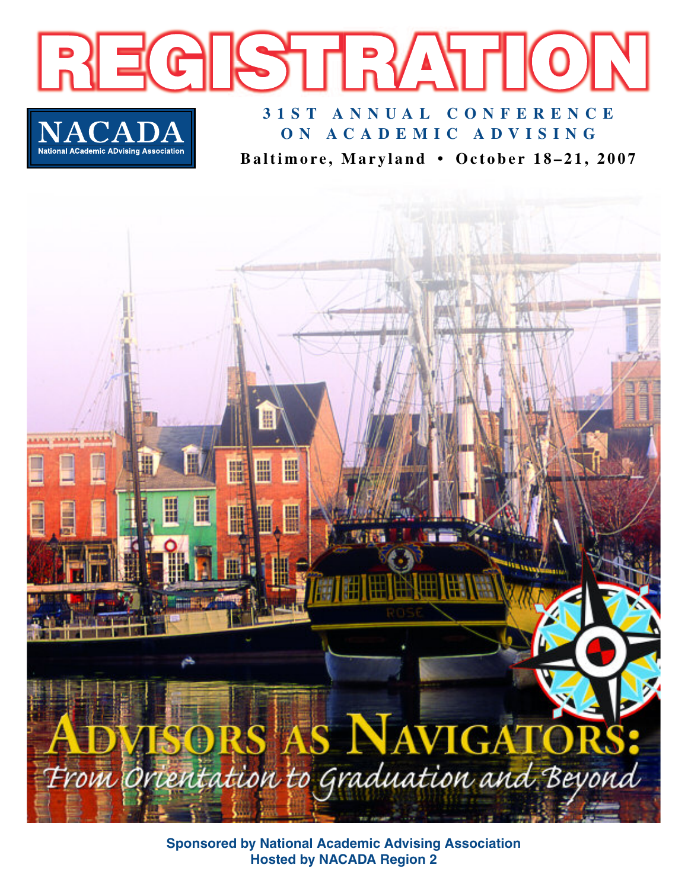# REGISTRATION

**NACADA**
National ACademic ADvising Association

## 31ST ANNUAL CONFERENCE ON ACADEMIC ADVISING

**Baltimore, Maryland • October 18–21, 2007**

# ADVISORS AS NAVIGATORS:

## *From Orientation to Graduation and Beyond*

**Sponsored by National Academic Advising Association**
**Hosted by NACADA Region 2**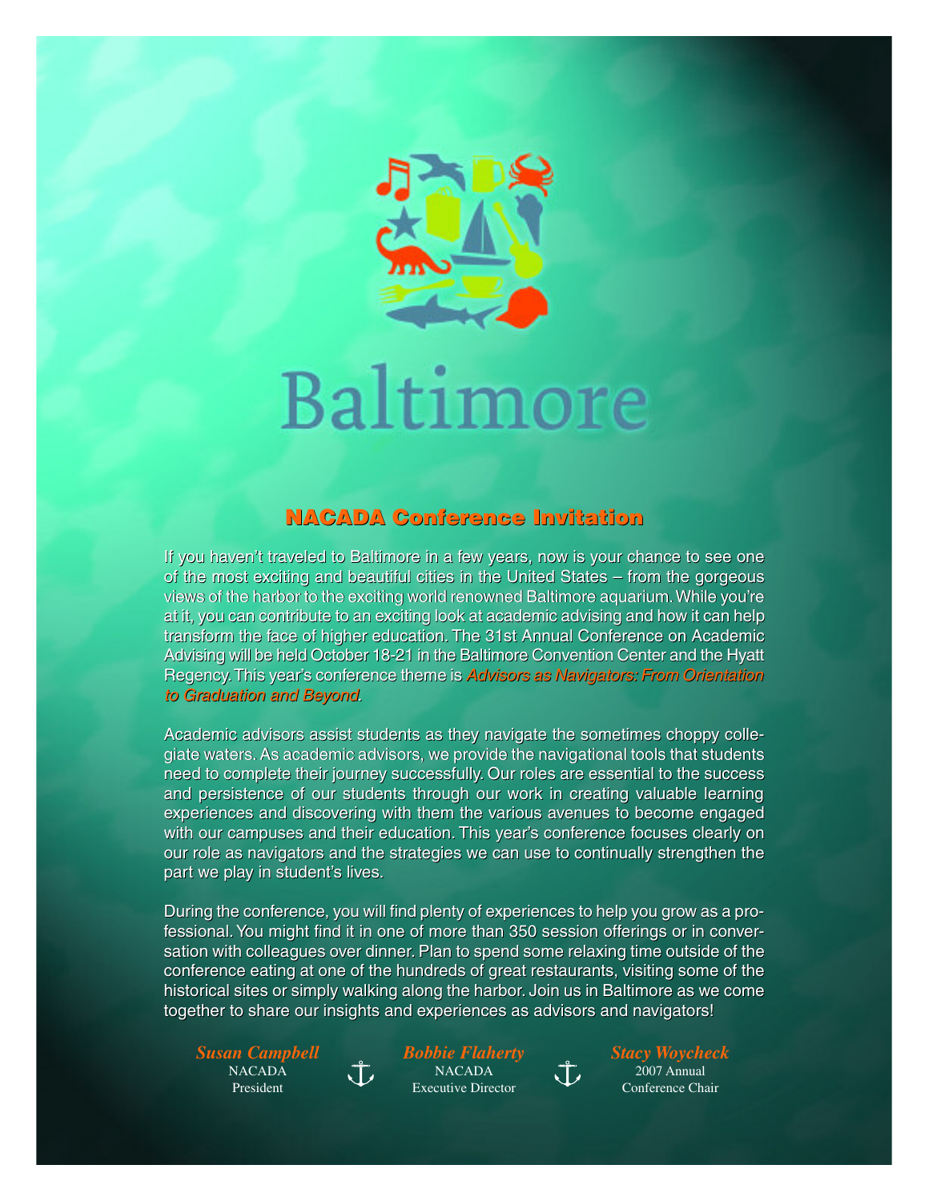# Baltimore

## NACADA Conference Invitation

If you haven't traveled to Baltimore in a few years, now is your chance to see one of the most exciting and beautiful cities in the United States – from the gorgeous views of the harbor to the exciting world renowned Baltimore aquarium. While you're at it, you can contribute to an exciting look at academic advising and how it can help transform the face of higher education. The 31st Annual Conference on Academic Advising will be held October 18-21 in the Baltimore Convention Center and the Hyatt Regency. This year's conference theme is *Advisors as Navigators: From Orientation to Graduation and Beyond.*

Academic advisors assist students as they navigate the sometimes choppy collegiate waters. As academic advisors, we provide the navigational tools that students need to complete their journey successfully. Our roles are essential to the success and persistence of our students through our work in creating valuable learning experiences and discovering with them the various avenues to become engaged with our campuses and their education. This year's conference focuses clearly on our role as navigators and the strategies we can use to continually strengthen the part we play in student's lives.

During the conference, you will find plenty of experiences to help you grow as a professional. You might find it in one of more than 350 session offerings or in conversation with colleagues over dinner. Plan to spend some relaxing time outside of the conference eating at one of the hundreds of great restaurants, visiting some of the historical sites or simply walking along the harbor. Join us in Baltimore as we come together to share our insights and experiences as advisors and navigators!

***Susan Campbell***
NACADA
President

***Bobbie Flaherty***
NACADA
Executive Director

***Stacy Woycheck***
2007 Annual
Conference Chair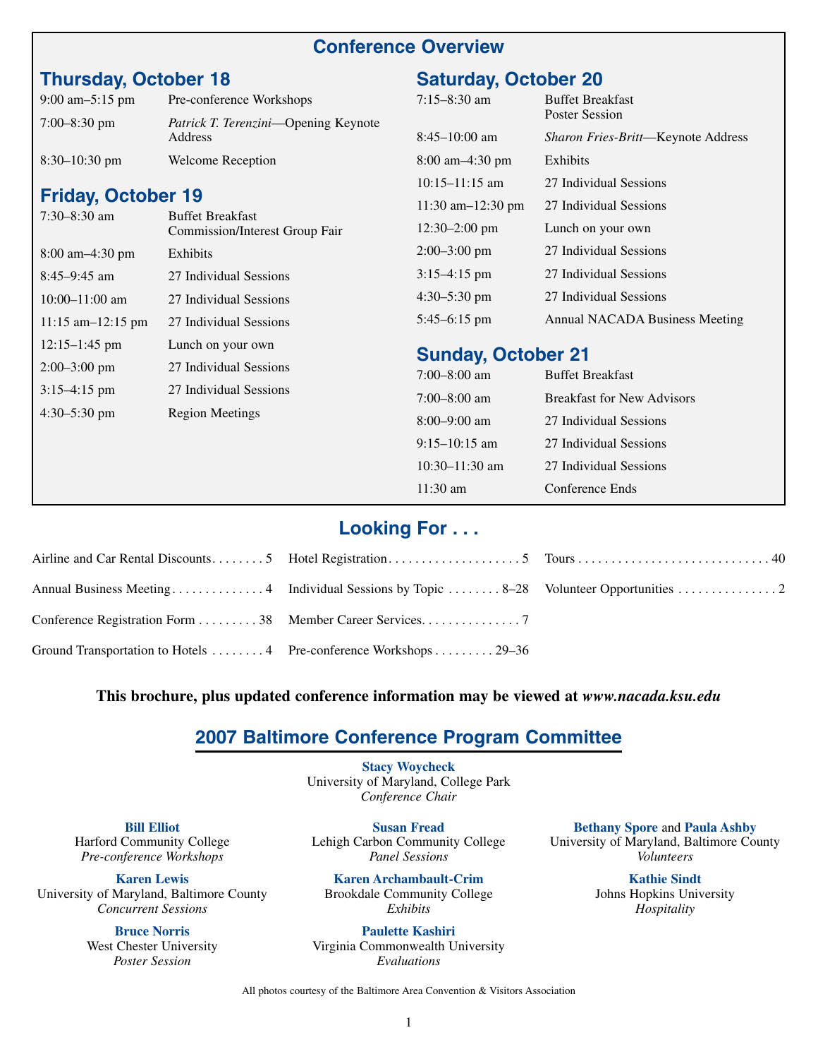## Conference Overview

### Thursday, October 18

| | |
|---|---|
| 9:00 am–5:15 pm | Pre-conference Workshops |
| 7:00–8:30 pm | *Patrick T. Terenzini*—Opening Keynote Address |
| 8:30–10:30 pm | Welcome Reception |

### Friday, October 19

| | |
|---|---|
| 7:30–8:30 am | Buffet Breakfast Commission/Interest Group Fair |
| 8:00 am–4:30 pm | Exhibits |
| 8:45–9:45 am | 27 Individual Sessions |
| 10:00–11:00 am | 27 Individual Sessions |
| 11:15 am–12:15 pm | 27 Individual Sessions |
| 12:15–1:45 pm | Lunch on your own |
| 2:00–3:00 pm | 27 Individual Sessions |
| 3:15–4:15 pm | 27 Individual Sessions |
| 4:30–5:30 pm | Region Meetings |

### Saturday, October 20

| | |
|---|---|
| 7:15–8:30 am | Buffet Breakfast Poster Session |
| 8:45–10:00 am | *Sharon Fries-Britt*—Keynote Address |
| 8:00 am–4:30 pm | Exhibits |
| 10:15–11:15 am | 27 Individual Sessions |
| 11:30 am–12:30 pm | 27 Individual Sessions |
| 12:30–2:00 pm | Lunch on your own |
| 2:00–3:00 pm | 27 Individual Sessions |
| 3:15–4:15 pm | 27 Individual Sessions |
| 4:30–5:30 pm | 27 Individual Sessions |
| 5:45–6:15 pm | Annual NACADA Business Meeting |

### Sunday, October 21

| | |
|---|---|
| 7:00–8:00 am | Buffet Breakfast |
| 7:00–8:00 am | Breakfast for New Advisors |
| 8:00–9:00 am | 27 Individual Sessions |
| 9:15–10:15 am | 27 Individual Sessions |
| 10:30–11:30 am | 27 Individual Sessions |
| 11:30 am | Conference Ends |

## Looking For . . .

- Airline and Car Rental Discounts . . . 5
- Annual Business Meeting . . . 4
- Conference Registration Form . . . 38
- Ground Transportation to Hotels . . . 4
- Hotel Registration . . . 5
- Individual Sessions by Topic . . . 8–28
- Member Career Services . . . 7
- Pre-conference Workshops . . . 29–36
- Tours . . . 40
- Volunteer Opportunities . . . 2

**This brochure, plus updated conference information may be viewed at *www.nacada.ksu.edu***

## 2007 Baltimore Conference Program Committee

**Stacy Woycheck**
University of Maryland, College Park
*Conference Chair*

**Bill Elliot**
Harford Community College
*Pre-conference Workshops*

**Karen Lewis**
University of Maryland, Baltimore County
*Concurrent Sessions*

**Bruce Norris**
West Chester University
*Poster Session*

**Susan Fread**
Lehigh Carbon Community College
*Panel Sessions*

**Karen Archambault-Crim**
Brookdale Community College
*Exhibits*

**Paulette Kashiri**
Virginia Commonwealth University
*Evaluations*

**Bethany Spore** and **Paula Ashby**
University of Maryland, Baltimore County
*Volunteers*

**Kathie Sindt**
Johns Hopkins University
*Hospitality*

All photos courtesy of the Baltimore Area Convention & Visitors Association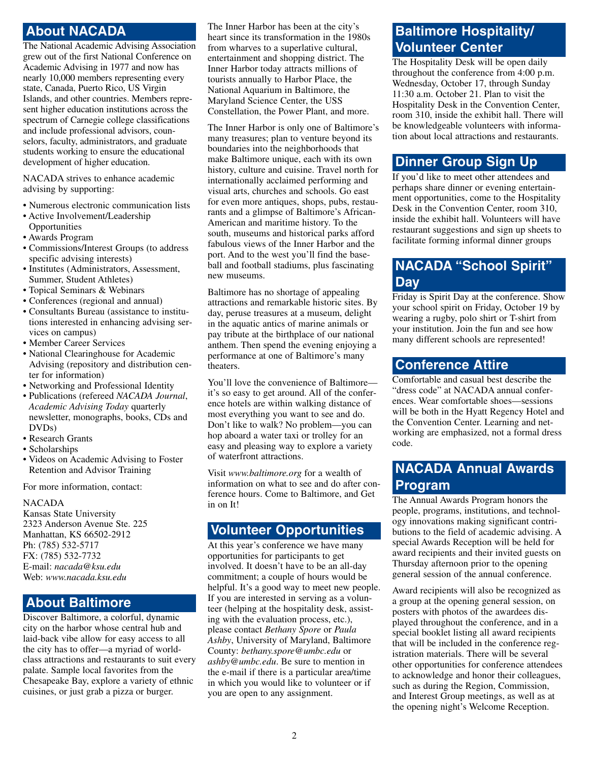## About NACADA

The National Academic Advising Association grew out of the first National Conference on Academic Advising in 1977 and now has nearly 10,000 members representing every state, Canada, Puerto Rico, US Virgin Islands, and other countries. Members represent higher education institutions across the spectrum of Carnegie college classifications and include professional advisors, counselors, faculty, administrators, and graduate students working to ensure the educational development of higher education.

NACADA strives to enhance academic advising by supporting:

- Numerous electronic communication lists
- Active Involvement/Leadership Opportunities
- Awards Program
- Commissions/Interest Groups (to address specific advising interests)
- Institutes (Administrators, Assessment, Summer, Student Athletes)
- Topical Seminars & Webinars
- Conferences (regional and annual)
- Consultants Bureau (assistance to institutions interested in enhancing advising services on campus)
- Member Career Services
- National Clearinghouse for Academic Advising (repository and distribution center for information)
- Networking and Professional Identity
- Publications (refereed *NACADA Journal*, *Academic Advising Today* quarterly newsletter, monographs, books, CDs and DVDs)
- Research Grants
- Scholarships
- Videos on Academic Advising to Foster Retention and Advisor Training

For more information, contact:

NACADA
Kansas State University
2323 Anderson Avenue Ste. 225
Manhattan, KS 66502-2912
Ph: (785) 532-5717
FX: (785) 532-7732
E-mail: *nacada@ksu.edu*
Web: *www.nacada.ksu.edu*

## About Baltimore

Discover Baltimore, a colorful, dynamic city on the harbor whose central hub and laid-back vibe allow for easy access to all the city has to offer—a myriad of world-class attractions and restaurants to suit every palate. Sample local favorites from the Chesapeake Bay, explore a variety of ethnic cuisines, or just grab a pizza or burger.

The Inner Harbor has been at the city's heart since its transformation in the 1980s from wharves to a superlative cultural, entertainment and shopping district. The Inner Harbor today attracts millions of tourists annually to Harbor Place, the National Aquarium in Baltimore, the Maryland Science Center, the USS Constellation, the Power Plant, and more.

The Inner Harbor is only one of Baltimore's many treasures; plan to venture beyond its boundaries into the neighborhoods that make Baltimore unique, each with its own history, culture and cuisine. Travel north for internationally acclaimed performing and visual arts, churches and schools. Go east for even more antiques, shops, pubs, restaurants and a glimpse of Baltimore's African-American and maritime history. To the south, museums and historical parks afford fabulous views of the Inner Harbor and the port. And to the west you'll find the baseball and football stadiums, plus fascinating new museums.

Baltimore has no shortage of appealing attractions and remarkable historic sites. By day, peruse treasures at a museum, delight in the aquatic antics of marine animals or pay tribute at the birthplace of our national anthem. Then spend the evening enjoying a performance at one of Baltimore's many theaters.

You'll love the convenience of Baltimore—it's so easy to get around. All of the conference hotels are within walking distance of most everything you want to see and do. Don't like to walk? No problem—you can hop aboard a water taxi or trolley for an easy and pleasing way to explore a variety of waterfront attractions.

Visit *www.baltimore.org* for a wealth of information on what to see and do after conference hours. Come to Baltimore, and Get in on It!

## Volunteer Opportunities

At this year's conference we have many opportunities for participants to get involved. It doesn't have to be an all-day commitment; a couple of hours would be helpful. It's a good way to meet new people. If you are interested in serving as a volunteer (helping at the hospitality desk, assisting with the evaluation process, etc.), please contact *Bethany Spore* or *Paula Ashby*, University of Maryland, Baltimore County: *bethany.spore@umbc.edu* or *ashby@umbc.edu*. Be sure to mention in the e-mail if there is a particular area/time in which you would like to volunteer or if you are open to any assignment.

## Baltimore Hospitality/ Volunteer Center

The Hospitality Desk will be open daily throughout the conference from 4:00 p.m. Wednesday, October 17, through Sunday 11:30 a.m. October 21. Plan to visit the Hospitality Desk in the Convention Center, room 310, inside the exhibit hall. There will be knowledgeable volunteers with information about local attractions and restaurants.

## Dinner Group Sign Up

If you'd like to meet other attendees and perhaps share dinner or evening entertainment opportunities, come to the Hospitality Desk in the Convention Center, room 310, inside the exhibit hall. Volunteers will have restaurant suggestions and sign up sheets to facilitate forming informal dinner groups

## NACADA "School Spirit" Day

Friday is Spirit Day at the conference. Show your school spirit on Friday, October 19 by wearing a rugby, polo shirt or T-shirt from your institution. Join the fun and see how many different schools are represented!

## Conference Attire

Comfortable and casual best describe the "dress code" at NACADA annual conferences. Wear comfortable shoes—sessions will be both in the Hyatt Regency Hotel and the Convention Center. Learning and networking are emphasized, not a formal dress code.

## NACADA Annual Awards Program

The Annual Awards Program honors the people, programs, institutions, and technology innovations making significant contributions to the field of academic advising. A special Awards Reception will be held for award recipients and their invited guests on Thursday afternoon prior to the opening general session of the annual conference.

Award recipients will also be recognized as a group at the opening general session, on posters with photos of the awardees displayed throughout the conference, and in a special booklet listing all award recipients that will be included in the conference registration materials. There will be several other opportunities for conference attendees to acknowledge and honor their colleagues, such as during the Region, Commission, and Interest Group meetings, as well as at the opening night's Welcome Reception.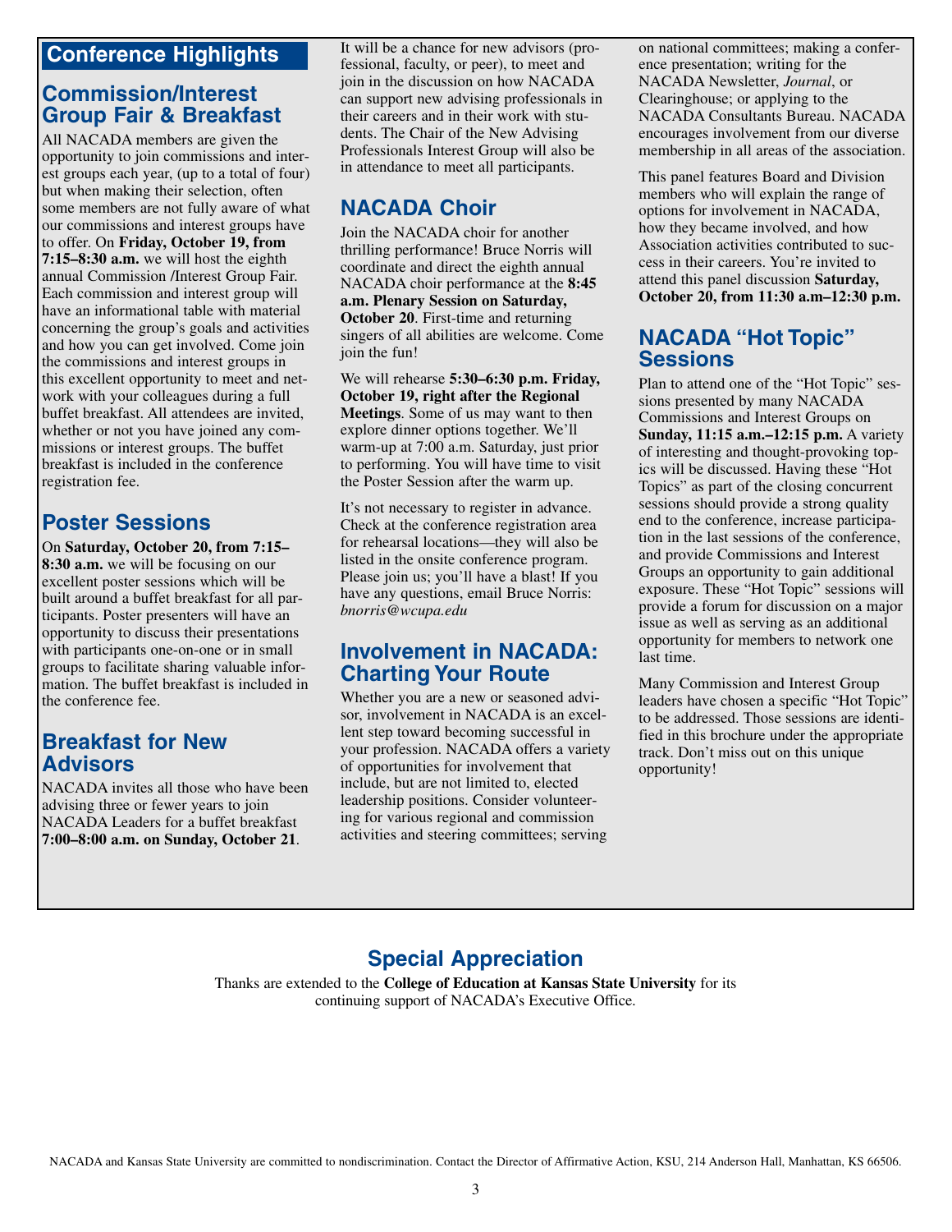# Conference Highlights

## Commission/Interest Group Fair & Breakfast

All NACADA members are given the opportunity to join commissions and interest groups each year, (up to a total of four) but when making their selection, often some members are not fully aware of what our commissions and interest groups have to offer. On **Friday, October 19, from 7:15–8:30 a.m.** we will host the eighth annual Commission /Interest Group Fair. Each commission and interest group will have an informational table with material concerning the group's goals and activities and how you can get involved. Come join the commissions and interest groups in this excellent opportunity to meet and network with your colleagues during a full buffet breakfast. All attendees are invited, whether or not you have joined any commissions or interest groups. The buffet breakfast is included in the conference registration fee.

## Poster Sessions

On **Saturday, October 20, from 7:15–8:30 a.m.** we will be focusing on our excellent poster sessions which will be built around a buffet breakfast for all participants. Poster presenters will have an opportunity to discuss their presentations with participants one-on-one or in small groups to facilitate sharing valuable information. The buffet breakfast is included in the conference fee.

## Breakfast for New Advisors

NACADA invites all those who have been advising three or fewer years to join NACADA Leaders for a buffet breakfast **7:00–8:00 a.m. on Sunday, October 21**. It will be a chance for new advisors (professional, faculty, or peer), to meet and join in the discussion on how NACADA can support new advising professionals in their careers and in their work with students. The Chair of the New Advising Professionals Interest Group will also be in attendance to meet all participants.

## NACADA Choir

Join the NACADA choir for another thrilling performance! Bruce Norris will coordinate and direct the eighth annual NACADA choir performance at the **8:45 a.m. Plenary Session on Saturday, October 20**. First-time and returning singers of all abilities are welcome. Come join the fun!

We will rehearse **5:30–6:30 p.m. Friday, October 19, right after the Regional Meetings**. Some of us may want to then explore dinner options together. We'll warm-up at 7:00 a.m. Saturday, just prior to performing. You will have time to visit the Poster Session after the warm up.

It's not necessary to register in advance. Check at the conference registration area for rehearsal locations—they will also be listed in the onsite conference program. Please join us; you'll have a blast! If you have any questions, email Bruce Norris: *bnorris@wcupa.edu*

## Involvement in NACADA: Charting Your Route

Whether you are a new or seasoned advisor, involvement in NACADA is an excellent step toward becoming successful in your profession. NACADA offers a variety of opportunities for involvement that include, but are not limited to, elected leadership positions. Consider volunteering for various regional and commission activities and steering committees; serving on national committees; making a conference presentation; writing for the NACADA Newsletter, *Journal*, or Clearinghouse; or applying to the NACADA Consultants Bureau. NACADA encourages involvement from our diverse membership in all areas of the association.

This panel features Board and Division members who will explain the range of options for involvement in NACADA, how they became involved, and how Association activities contributed to success in their careers. You're invited to attend this panel discussion **Saturday, October 20, from 11:30 a.m–12:30 p.m.**

## NACADA "Hot Topic" Sessions

Plan to attend one of the "Hot Topic" sessions presented by many NACADA Commissions and Interest Groups on **Sunday, 11:15 a.m.–12:15 p.m.** A variety of interesting and thought-provoking topics will be discussed. Having these "Hot Topics" as part of the closing concurrent sessions should provide a strong quality end to the conference, increase participation in the last sessions of the conference, and provide Commissions and Interest Groups an opportunity to gain additional exposure. These "Hot Topic" sessions will provide a forum for discussion on a major issue as well as serving as an additional opportunity for members to network one last time.

Many Commission and Interest Group leaders have chosen a specific "Hot Topic" to be addressed. Those sessions are identified in this brochure under the appropriate track. Don't miss out on this unique opportunity!

## Special Appreciation

Thanks are extended to the **College of Education at Kansas State University** for its continuing support of NACADA's Executive Office.

NACADA and Kansas State University are committed to nondiscrimination. Contact the Director of Affirmative Action, KSU, 214 Anderson Hall, Manhattan, KS 66506.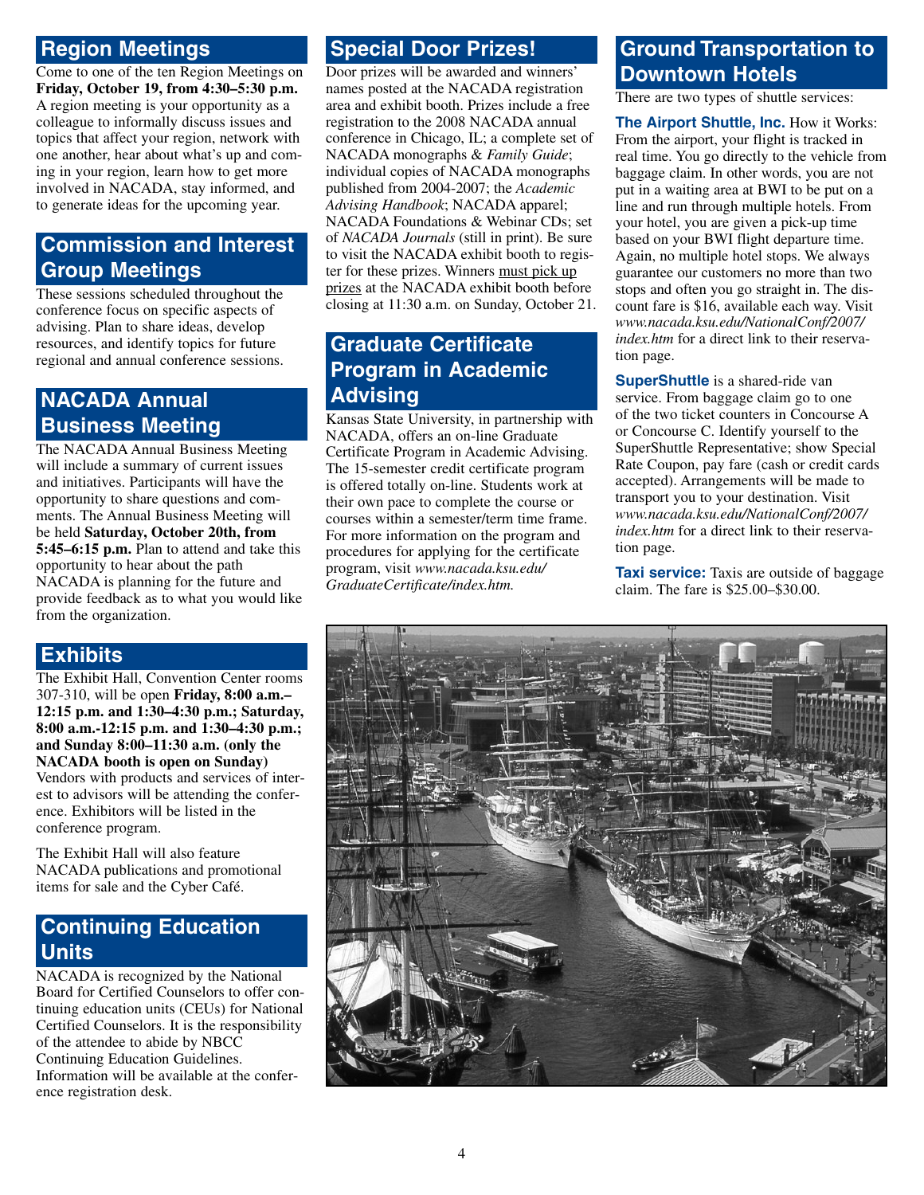## Region Meetings

Come to one of the ten Region Meetings on **Friday, October 19, from 4:30–5:30 p.m.** A region meeting is your opportunity as a colleague to informally discuss issues and topics that affect your region, network with one another, hear about what's up and coming in your region, learn how to get more involved in NACADA, stay informed, and to generate ideas for the upcoming year.

## Commission and Interest Group Meetings

These sessions scheduled throughout the conference focus on specific aspects of advising. Plan to share ideas, develop resources, and identify topics for future regional and annual conference sessions.

## NACADA Annual Business Meeting

The NACADA Annual Business Meeting will include a summary of current issues and initiatives. Participants will have the opportunity to share questions and comments. The Annual Business Meeting will be held **Saturday, October 20th, from 5:45–6:15 p.m.** Plan to attend and take this opportunity to hear about the path NACADA is planning for the future and provide feedback as to what you would like from the organization.

## Exhibits

The Exhibit Hall, Convention Center rooms 307-310, will be open **Friday, 8:00 a.m.–12:15 p.m. and 1:30–4:30 p.m.; Saturday, 8:00 a.m.-12:15 p.m. and 1:30–4:30 p.m.; and Sunday 8:00–11:30 a.m. (only the NACADA booth is open on Sunday)** Vendors with products and services of interest to advisors will be attending the conference. Exhibitors will be listed in the conference program.

The Exhibit Hall will also feature NACADA publications and promotional items for sale and the Cyber Café.

## Continuing Education Units

NACADA is recognized by the National Board for Certified Counselors to offer continuing education units (CEUs) for National Certified Counselors. It is the responsibility of the attendee to abide by NBCC Continuing Education Guidelines. Information will be available at the conference registration desk.

## Special Door Prizes!

Door prizes will be awarded and winners' names posted at the NACADA registration area and exhibit booth. Prizes include a free registration to the 2008 NACADA annual conference in Chicago, IL; a complete set of NACADA monographs & *Family Guide*; individual copies of NACADA monographs published from 2004-2007; the *Academic Advising Handbook*; NACADA apparel; NACADA Foundations & Webinar CDs; set of *NACADA Journals* (still in print). Be sure to visit the NACADA exhibit booth to register for these prizes. Winners must pick up prizes at the NACADA exhibit booth before closing at 11:30 a.m. on Sunday, October 21.

## Graduate Certificate Program in Academic Advising

Kansas State University, in partnership with NACADA, offers an on-line Graduate Certificate Program in Academic Advising. The 15-semester credit certificate program is offered totally on-line. Students work at their own pace to complete the course or courses within a semester/term time frame. For more information on the program and procedures for applying for the certificate program, visit *www.nacada.ksu.edu/GraduateCertificate/index.htm.*

## Ground Transportation to Downtown Hotels

There are two types of shuttle services:

**The Airport Shuttle, Inc.** How it Works: From the airport, your flight is tracked in real time. You go directly to the vehicle from baggage claim. In other words, you are not put in a waiting area at BWI to be put on a line and run through multiple hotels. From your hotel, you are given a pick-up time based on your BWI flight departure time. Again, no multiple hotel stops. We always guarantee our customers no more than two stops and often you go straight in. The discount fare is $16, available each way. Visit *www.nacada.ksu.edu/NationalConf/2007/index.htm* for a direct link to their reservation page.

**SuperShuttle** is a shared-ride van service. From baggage claim go to one of the two ticket counters in Concourse A or Concourse C. Identify yourself to the SuperShuttle Representative; show Special Rate Coupon, pay fare (cash or credit cards accepted). Arrangements will be made to transport you to your destination. Visit *www.nacada.ksu.edu/NationalConf/2007/index.htm* for a direct link to their reservation page.

**Taxi service:** Taxis are outside of baggage claim. The fare is $25.00–$30.00.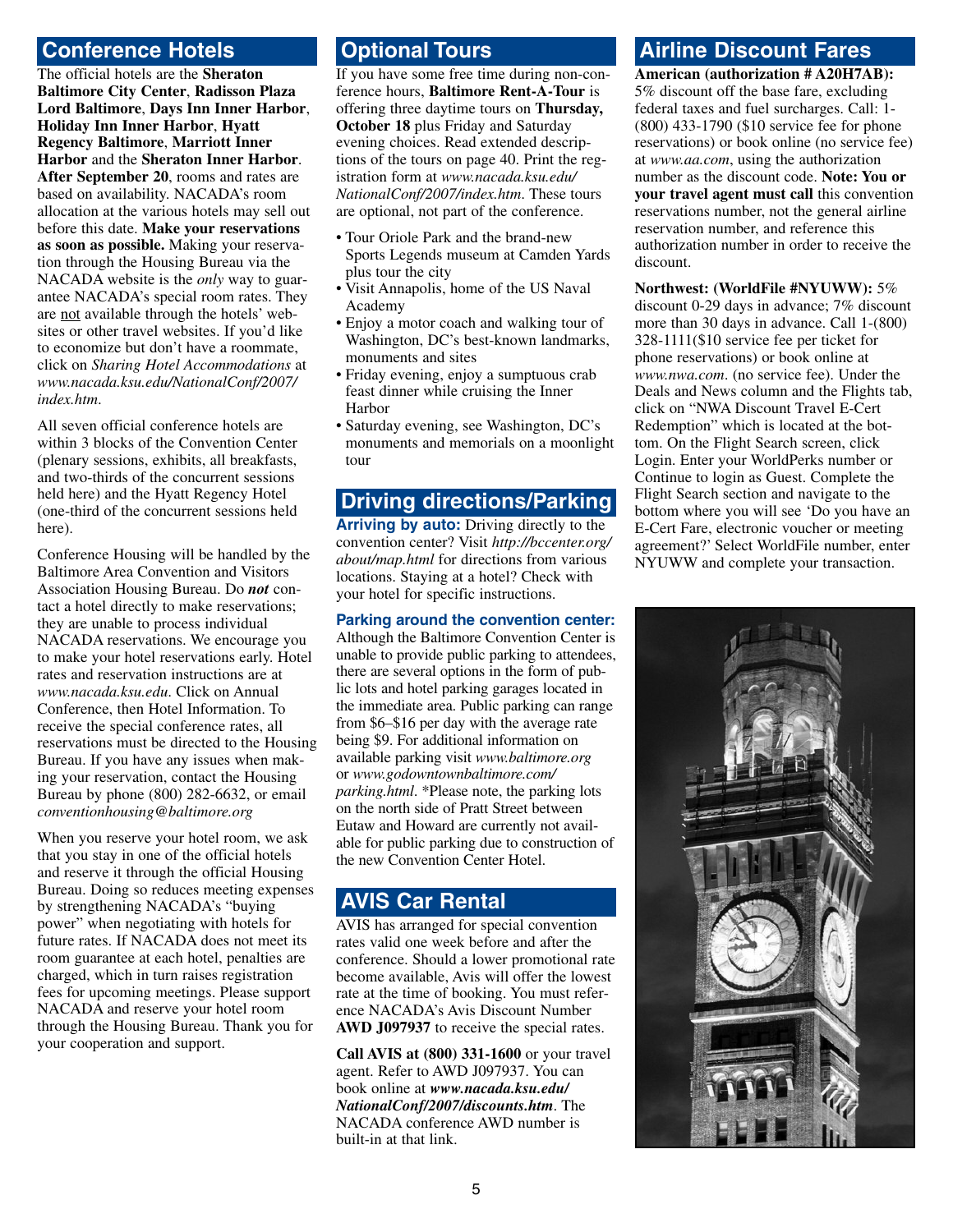## Conference Hotels

The official hotels are the **Sheraton Baltimore City Center**, **Radisson Plaza Lord Baltimore**, **Days Inn Inner Harbor**, **Holiday Inn Inner Harbor**, **Hyatt Regency Baltimore**, **Marriott Inner Harbor** and the **Sheraton Inner Harbor**. **After September 20**, rooms and rates are based on availability. NACADA's room allocation at the various hotels may sell out before this date. **Make your reservations as soon as possible.** Making your reservation through the Housing Bureau via the NACADA website is the *only* way to guarantee NACADA's special room rates. They are not available through the hotels' websites or other travel websites. If you'd like to economize but don't have a roommate, click on *Sharing Hotel Accommodations* at *www.nacada.ksu.edu/NationalConf/2007/index.htm*.

All seven official conference hotels are within 3 blocks of the Convention Center (plenary sessions, exhibits, all breakfasts, and two-thirds of the concurrent sessions held here) and the Hyatt Regency Hotel (one-third of the concurrent sessions held here).

Conference Housing will be handled by the Baltimore Area Convention and Visitors Association Housing Bureau. Do ***not*** contact a hotel directly to make reservations; they are unable to process individual NACADA reservations. We encourage you to make your hotel reservations early. Hotel rates and reservation instructions are at *www.nacada.ksu.edu*. Click on Annual Conference, then Hotel Information. To receive the special conference rates, all reservations must be directed to the Housing Bureau. If you have any issues when making your reservation, contact the Housing Bureau by phone (800) 282-6632, or email *conventionhousing@baltimore.org*

When you reserve your hotel room, we ask that you stay in one of the official hotels and reserve it through the official Housing Bureau. Doing so reduces meeting expenses by strengthening NACADA's "buying power" when negotiating with hotels for future rates. If NACADA does not meet its room guarantee at each hotel, penalties are charged, which in turn raises registration fees for upcoming meetings. Please support NACADA and reserve your hotel room through the Housing Bureau. Thank you for your cooperation and support.

## Optional Tours

If you have some free time during non-conference hours, **Baltimore Rent-A-Tour** is offering three daytime tours on **Thursday, October 18** plus Friday and Saturday evening choices. Read extended descriptions of the tours on page 40. Print the registration form at *www.nacada.ksu.edu/NationalConf/2007/index.htm*. These tours are optional, not part of the conference.

- Tour Oriole Park and the brand-new Sports Legends museum at Camden Yards plus tour the city
- Visit Annapolis, home of the US Naval Academy
- Enjoy a motor coach and walking tour of Washington, DC's best-known landmarks, monuments and sites
- Friday evening, enjoy a sumptuous crab feast dinner while cruising the Inner Harbor
- Saturday evening, see Washington, DC's monuments and memorials on a moonlight tour

## Driving directions/Parking

**Arriving by auto:** Driving directly to the convention center? Visit *http://bccenter.org/about/map.html* for directions from various locations. Staying at a hotel? Check with your hotel for specific instructions.

**Parking around the convention center:** Although the Baltimore Convention Center is unable to provide public parking to attendees, there are several options in the form of public lots and hotel parking garages located in the immediate area. Public parking can range from \$6–\$16 per day with the average rate being \$9. For additional information on available parking visit *www.baltimore.org* or *www.godowntownbaltimore.com/parking.html*. *Please note, the parking lots on the north side of Pratt Street between Eutaw and Howard are currently not available for public parking due to construction of the new Convention Center Hotel.

## AVIS Car Rental

AVIS has arranged for special convention rates valid one week before and after the conference. Should a lower promotional rate become available, Avis will offer the lowest rate at the time of booking. You must reference NACADA's Avis Discount Number **AWD J097937** to receive the special rates.

**Call AVIS at (800) 331-1600** or your travel agent. Refer to AWD J097937. You can book online at ***www.nacada.ksu.edu/NationalConf/2007/discounts.htm***. The NACADA conference AWD number is built-in at that link.

## Airline Discount Fares

**American (authorization # A20H7AB):** 5% discount off the base fare, excluding federal taxes and fuel surcharges. Call: 1-(800) 433-1790 (\$10 service fee for phone reservations) or book online (no service fee) at *www.aa.com*, using the authorization number as the discount code. **Note: You or your travel agent must call** this convention reservations number, not the general airline reservation number, and reference this authorization number in order to receive the discount.

**Northwest: (WorldFile #NYUWW):** 5% discount 0-29 days in advance; 7% discount more than 30 days in advance. Call 1-(800) 328-1111(\$10 service fee per ticket for phone reservations) or book online at *www.nwa.com*. (no service fee). Under the Deals and News column and the Flights tab, click on "NWA Discount Travel E-Cert Redemption" which is located at the bottom. On the Flight Search screen, click Login. Enter your WorldPerks number or Continue to login as Guest. Complete the Flight Search section and navigate to the bottom where you will see 'Do you have an E-Cert Fare, electronic voucher or meeting agreement?' Select WorldFile number, enter NYUWW and complete your transaction.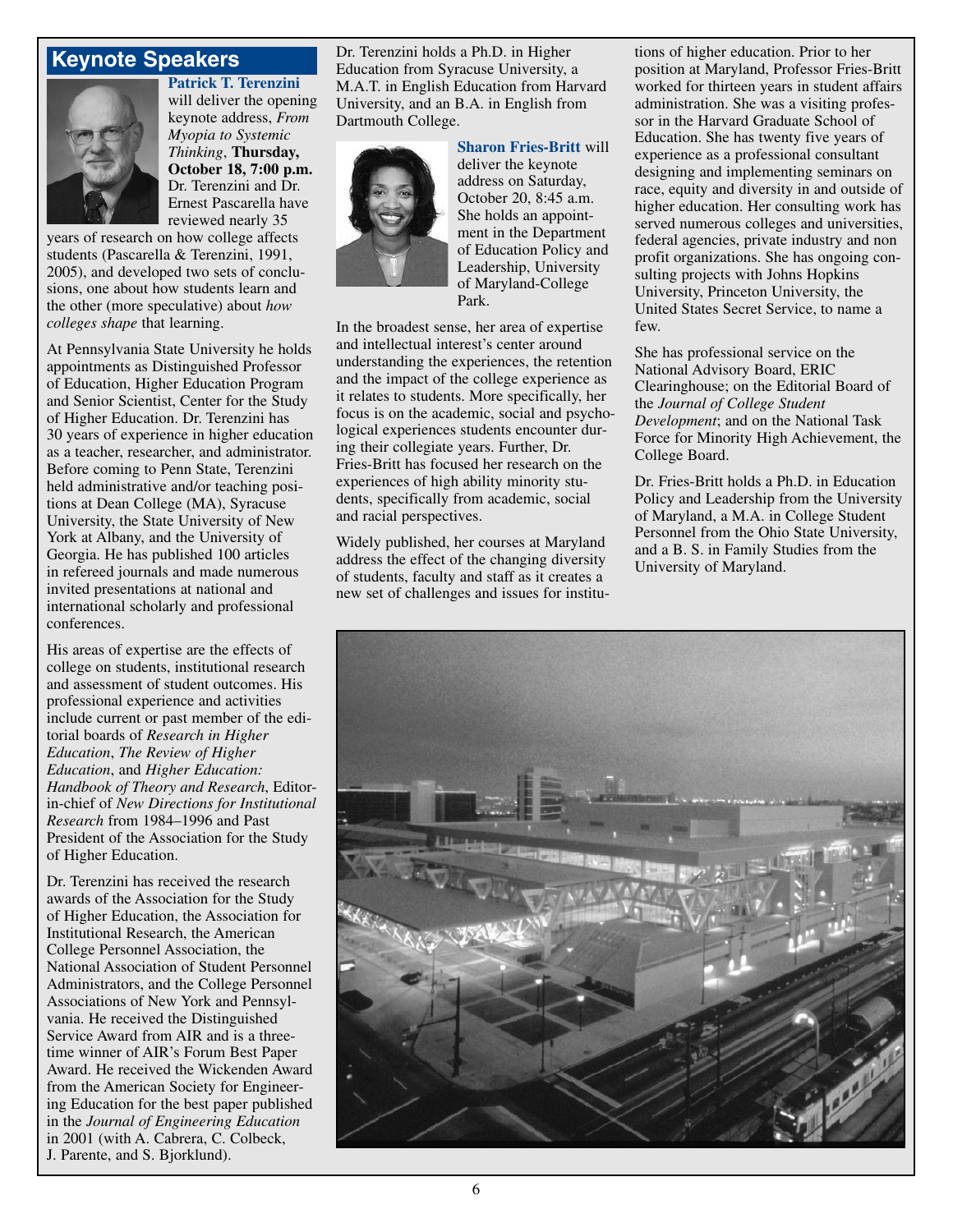## Keynote Speakers

**Patrick T. Terenzini** will deliver the opening keynote address, *From Myopia to Systemic Thinking*, **Thursday, October 18, 7:00 p.m.** Dr. Terenzini and Dr. Ernest Pascarella have reviewed nearly 35 years of research on how college affects students (Pascarella & Terenzini, 1991, 2005), and developed two sets of conclusions, one about how students learn and the other (more speculative) about *how colleges shape* that learning.

At Pennsylvania State University he holds appointments as Distinguished Professor of Education, Higher Education Program and Senior Scientist, Center for the Study of Higher Education. Dr. Terenzini has 30 years of experience in higher education as a teacher, researcher, and administrator. Before coming to Penn State, Terenzini held administrative and/or teaching positions at Dean College (MA), Syracuse University, the State University of New York at Albany, and the University of Georgia. He has published 100 articles in refereed journals and made numerous invited presentations at national and international scholarly and professional conferences.

His areas of expertise are the effects of college on students, institutional research and assessment of student outcomes. His professional experience and activities include current or past member of the editorial boards of *Research in Higher Education*, *The Review of Higher Education*, and *Higher Education: Handbook of Theory and Research*, Editor-in-chief of *New Directions for Institutional Research* from 1984–1996 and Past President of the Association for the Study of Higher Education.

Dr. Terenzini has received the research awards of the Association for the Study of Higher Education, the Association for Institutional Research, the American College Personnel Association, the National Association of Student Personnel Administrators, and the College Personnel Associations of New York and Pennsylvania. He received the Distinguished Service Award from AIR and is a three-time winner of AIR's Forum Best Paper Award. He received the Wickenden Award from the American Society for Engineering Education for the best paper published in the *Journal of Engineering Education* in 2001 (with A. Cabrera, C. Colbeck, J. Parente, and S. Bjorklund).

Dr. Terenzini holds a Ph.D. in Higher Education from Syracuse University, a M.A.T. in English Education from Harvard University, and an B.A. in English from Dartmouth College.

**Sharon Fries-Britt** will deliver the keynote address on Saturday, October 20, 8:45 a.m. She holds an appointment in the Department of Education Policy and Leadership, University of Maryland-College Park.

In the broadest sense, her area of expertise and intellectual interest's center around understanding the experiences, the retention and the impact of the college experience as it relates to students. More specifically, her focus is on the academic, social and psychological experiences students encounter during their collegiate years. Further, Dr. Fries-Britt has focused her research on the experiences of high ability minority students, specifically from academic, social and racial perspectives.

Widely published, her courses at Maryland address the effect of the changing diversity of students, faculty and staff as it creates a new set of challenges and issues for institutions of higher education. Prior to her position at Maryland, Professor Fries-Britt worked for thirteen years in student affairs administration. She was a visiting professor in the Harvard Graduate School of Education. She has twenty five years of experience as a professional consultant designing and implementing seminars on race, equity and diversity in and outside of higher education. Her consulting work has served numerous colleges and universities, federal agencies, private industry and non profit organizations. She has ongoing consulting projects with Johns Hopkins University, Princeton University, the United States Secret Service, to name a few.

She has professional service on the National Advisory Board, ERIC Clearinghouse; on the Editorial Board of the *Journal of College Student Development*; and on the National Task Force for Minority High Achievement, the College Board.

Dr. Fries-Britt holds a Ph.D. in Education Policy and Leadership from the University of Maryland, a M.A. in College Student Personnel from the Ohio State University, and a B. S. in Family Studies from the University of Maryland.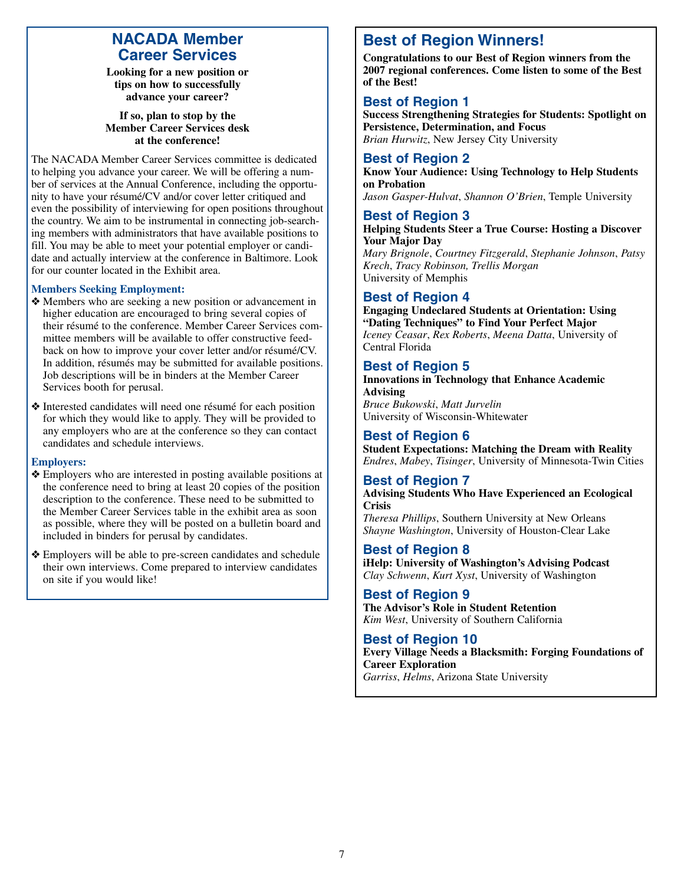## NACADA Member Career Services

**Looking for a new position or tips on how to successfully advance your career?**

**If so, plan to stop by the Member Career Services desk at the conference!**

The NACADA Member Career Services committee is dedicated to helping you advance your career. We will be offering a number of services at the Annual Conference, including the opportunity to have your résumé/CV and/or cover letter critiqued and even the possibility of interviewing for open positions throughout the country. We aim to be instrumental in connecting job-searching members with administrators that have available positions to fill. You may be able to meet your potential employer or candidate and actually interview at the conference in Baltimore. Look for our counter located in the Exhibit area.

**Members Seeking Employment:**

- Members who are seeking a new position or advancement in higher education are encouraged to bring several copies of their résumé to the conference. Member Career Services committee members will be available to offer constructive feedback on how to improve your cover letter and/or résumé/CV. In addition, résumés may be submitted for available positions. Job descriptions will be in binders at the Member Career Services booth for perusal.
- Interested candidates will need one résumé for each position for which they would like to apply. They will be provided to any employers who are at the conference so they can contact candidates and schedule interviews.

**Employers:**

- Employers who are interested in posting available positions at the conference need to bring at least 20 copies of the position description to the conference. These need to be submitted to the Member Career Services table in the exhibit area as soon as possible, where they will be posted on a bulletin board and included in binders for perusal by candidates.
- Employers will be able to pre-screen candidates and schedule their own interviews. Come prepared to interview candidates on site if you would like!

## Best of Region Winners!

**Congratulations to our Best of Region winners from the 2007 regional conferences. Come listen to some of the Best of the Best!**

### Best of Region 1

**Success Strengthening Strategies for Students: Spotlight on Persistence, Determination, and Focus**
*Brian Hurwitz*, New Jersey City University

### Best of Region 2

**Know Your Audience: Using Technology to Help Students on Probation**
*Jason Gasper-Hulvat*, *Shannon O'Brien*, Temple University

### Best of Region 3

**Helping Students Steer a True Course: Hosting a Discover Your Major Day**
*Mary Brignole*, *Courtney Fitzgerald*, *Stephanie Johnson*, *Patsy Krech*, *Tracy Robinson, Trellis Morgan*
University of Memphis

### Best of Region 4

**Engaging Undeclared Students at Orientation: Using "Dating Techniques" to Find Your Perfect Major**
*Iceney Ceasar*, *Rex Roberts*, *Meena Datta*, University of Central Florida

### Best of Region 5

**Innovations in Technology that Enhance Academic Advising**
*Bruce Bukowski*, *Matt Jurvelin*
University of Wisconsin-Whitewater

### Best of Region 6

**Student Expectations: Matching the Dream with Reality**
*Endres*, *Mabey*, *Tisinger*, University of Minnesota-Twin Cities

### Best of Region 7

**Advising Students Who Have Experienced an Ecological Crisis**
*Theresa Phillips*, Southern University at New Orleans
*Shayne Washington*, University of Houston-Clear Lake

### Best of Region 8

**iHelp: University of Washington's Advising Podcast**
*Clay Schwenn*, *Kurt Xyst*, University of Washington

### Best of Region 9

**The Advisor's Role in Student Retention**
*Kim West*, University of Southern California

### Best of Region 10

**Every Village Needs a Blacksmith: Forging Foundations of Career Exploration**
*Garriss*, *Helms*, Arizona State University